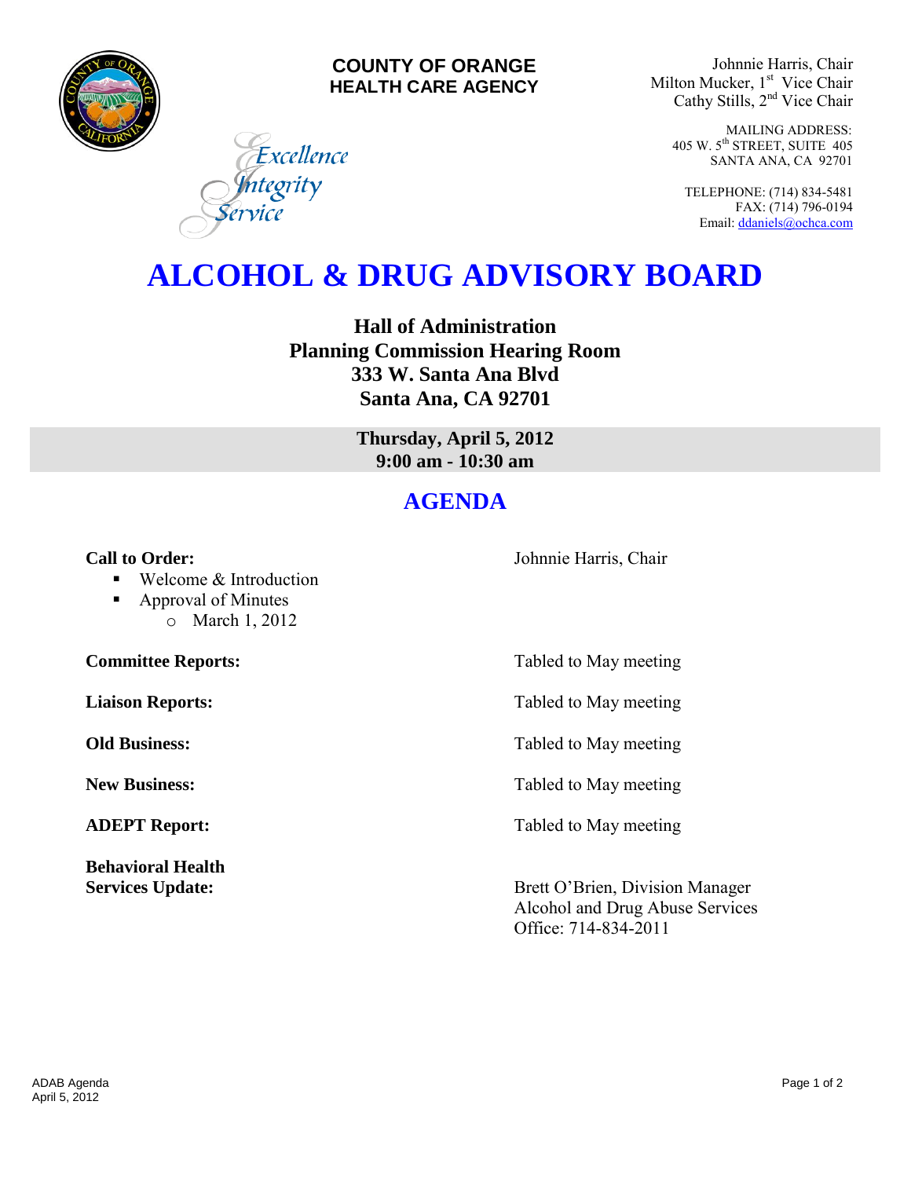**COUNTY OF ORANGE**
**HEALTH CARE AGENCY**

*Excellence*
*Integrity*
*Service*

Johnnie Harris, Chair
Milton Mucker, 1st Vice Chair
Cathy Stills, 2nd Vice Chair

MAILING ADDRESS:
405 W. 5th STREET, SUITE 405
SANTA ANA, CA 92701

TELEPHONE: (714) 834-5481
FAX: (714) 796-0194
Email: ddaniels@ochca.com

# ALCOHOL & DRUG ADVISORY BOARD

**Hall of Administration**
**Planning Commission Hearing Room**
**333 W. Santa Ana Blvd**
**Santa Ana, CA 92701**

**Thursday, April 5, 2012**
**9:00 am - 10:30 am**

## AGENDA

**Call to Order:** Johnnie Harris, Chair

- Welcome & Introduction
- Approval of Minutes
  - March 1, 2012

**Committee Reports:** Tabled to May meeting

**Liaison Reports:** Tabled to May meeting

**Old Business:** Tabled to May meeting

**New Business:** Tabled to May meeting

**ADEPT Report:** Tabled to May meeting

**Behavioral Health Services Update:** Brett O'Brien, Division Manager
Alcohol and Drug Abuse Services
Office: 714-834-2011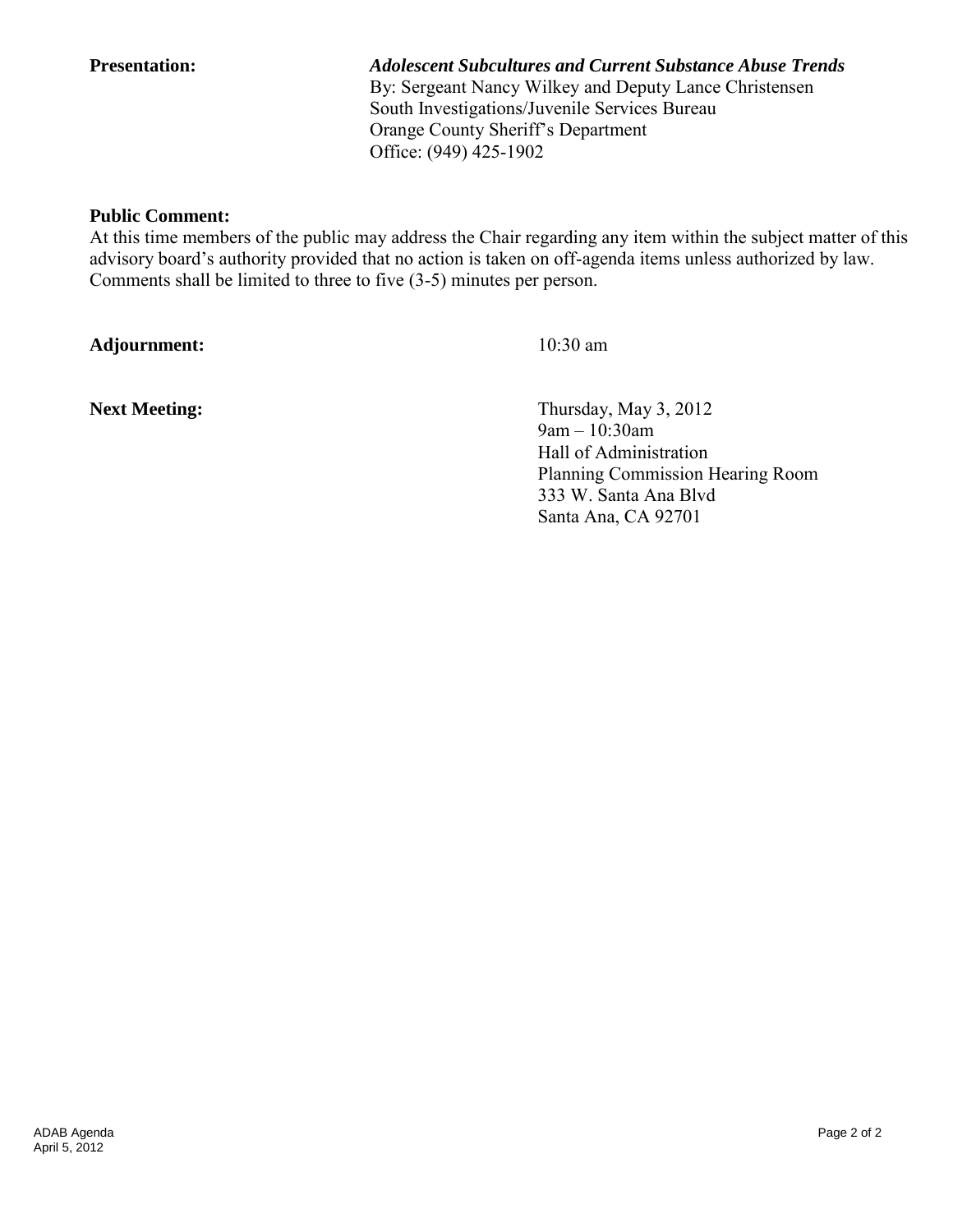**Presentation:** ***Adolescent Subcultures and Current Substance Abuse Trends***
By: Sergeant Nancy Wilkey and Deputy Lance Christensen
South Investigations/Juvenile Services Bureau
Orange County Sheriff's Department
Office: (949) 425-1902

**Public Comment:**
At this time members of the public may address the Chair regarding any item within the subject matter of this advisory board's authority provided that no action is taken on off-agenda items unless authorized by law. Comments shall be limited to three to five (3-5) minutes per person.

**Adjournment:** 10:30 am

**Next Meeting:** Thursday, May 3, 2012
9am – 10:30am
Hall of Administration
Planning Commission Hearing Room
333 W. Santa Ana Blvd
Santa Ana, CA 92701